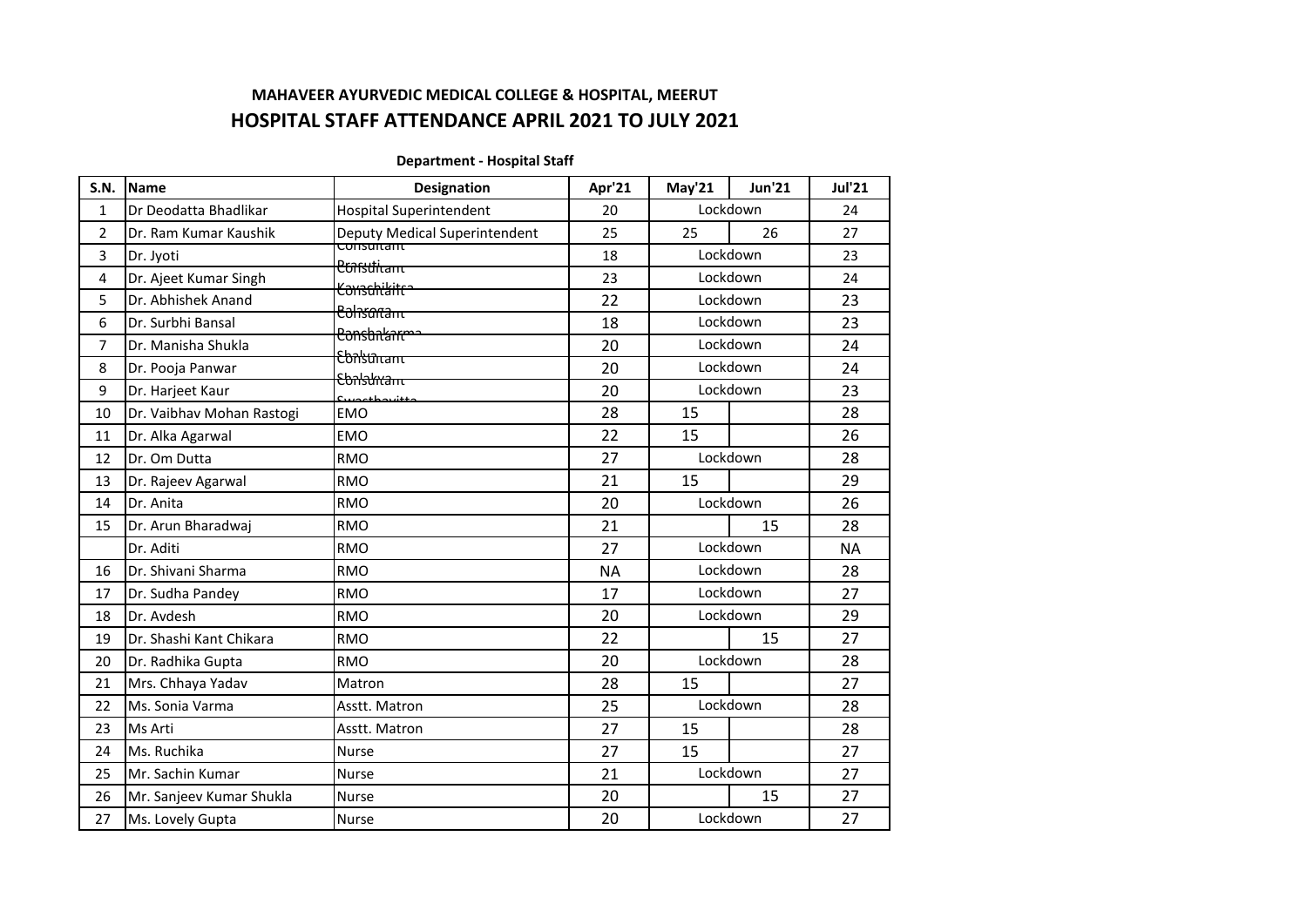## MAHAVEER AYURVEDIC MEDICAL COLLEGE & HOSPITAL, MEERUT

## HOSPITAL STAFF ATTENDANCE APRIL 2021 TO JULY 2021

**Department - Hospital Staff**

| S.N. | Name | Designation | Apr'21 | May'21 | Jun'21 | Jul'21 |
|---|---|---|---|---|---|---|
| 1 | Dr Deodatta Bhadlikar | Hospital Superintendent | 20 | Lockdown | | 24 |
| 2 | Dr. Ram Kumar Kaushik | Deputy Medical Superintendent | 25 | 25 | 26 | 27 |
| 3 | Dr. Jyoti | Consultant Prasuti | 18 | Lockdown | | 23 |
| 4 | Dr. Ajeet Kumar Singh | Consultant Kayachikitsa | 23 | Lockdown | | 24 |
| 5 | Dr. Abhishek Anand | Consultant Balaroga | 22 | Lockdown | | 23 |
| 6 | Dr. Surbhi Bansal | Consultant Panchakarma | 18 | Lockdown | | 23 |
| 7 | Dr. Manisha Shukla | Consultant Shalya | 20 | Lockdown | | 24 |
| 8 | Dr. Pooja Panwar | Consultant Shalakya | 20 | Lockdown | | 24 |
| 9 | Dr. Harjeet Kaur | Consultant Swasthavitta | 20 | Lockdown | | 23 |
| 10 | Dr. Vaibhav Mohan Rastogi | EMO | 28 | 15 | | 28 |
| 11 | Dr. Alka Agarwal | EMO | 22 | 15 | | 26 |
| 12 | Dr. Om Dutta | RMO | 27 | Lockdown | | 28 |
| 13 | Dr. Rajeev Agarwal | RMO | 21 | 15 | | 29 |
| 14 | Dr. Anita | RMO | 20 | Lockdown | | 26 |
| 15 | Dr. Arun Bharadwaj | RMO | 21 | | 15 | 28 |
| | Dr. Aditi | RMO | 27 | Lockdown | | NA |
| 16 | Dr. Shivani Sharma | RMO | NA | Lockdown | | 28 |
| 17 | Dr. Sudha Pandey | RMO | 17 | Lockdown | | 27 |
| 18 | Dr. Avdesh | RMO | 20 | Lockdown | | 29 |
| 19 | Dr. Shashi Kant Chikara | RMO | 22 | | 15 | 27 |
| 20 | Dr. Radhika Gupta | RMO | 20 | Lockdown | | 28 |
| 21 | Mrs. Chhaya Yadav | Matron | 28 | 15 | | 27 |
| 22 | Ms. Sonia Varma | Asstt. Matron | 25 | Lockdown | | 28 |
| 23 | Ms Arti | Asstt. Matron | 27 | 15 | | 28 |
| 24 | Ms. Ruchika | Nurse | 27 | 15 | | 27 |
| 25 | Mr. Sachin Kumar | Nurse | 21 | Lockdown | | 27 |
| 26 | Mr. Sanjeev Kumar Shukla | Nurse | 20 | | 15 | 27 |
| 27 | Ms. Lovely Gupta | Nurse | 20 | Lockdown | | 27 |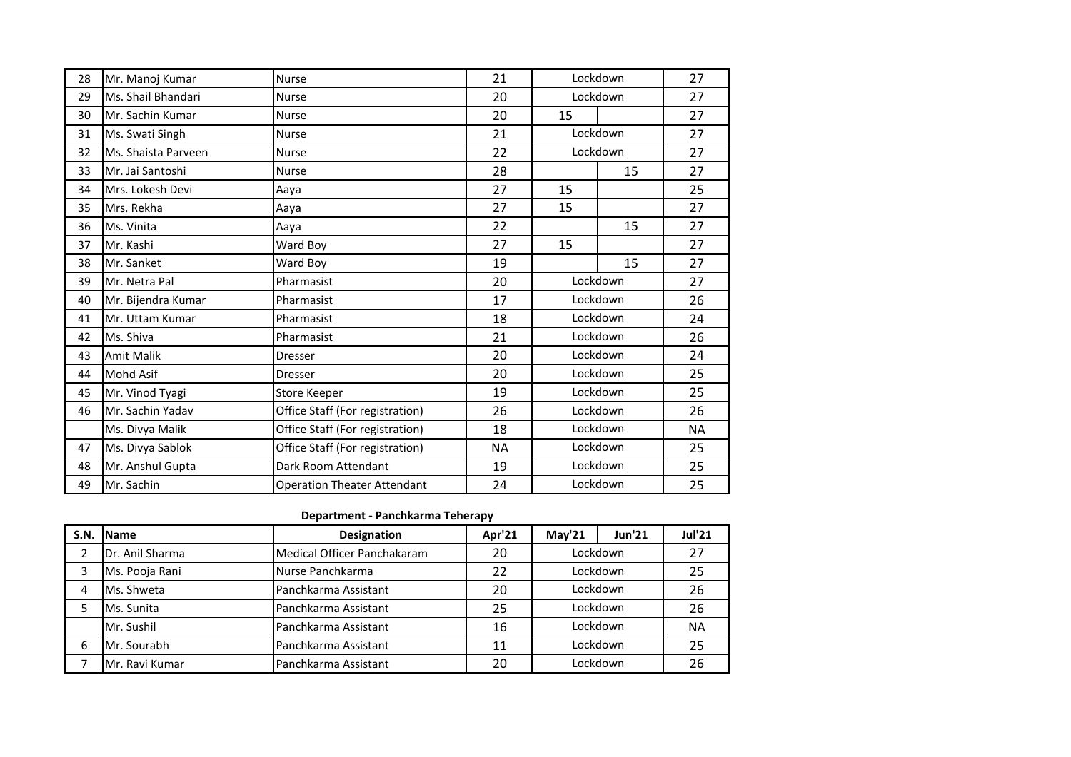| S.N. | Name | Designation | Apr'21 | May'21 | Jun'21 | Jul'21 |
|---|---|---|---|---|---|---|
| 28 | Mr. Manoj Kumar | Nurse | 21 | Lockdown | | 27 |
| 29 | Ms. Shail Bhandari | Nurse | 20 | Lockdown | | 27 |
| 30 | Mr. Sachin Kumar | Nurse | 20 | 15 | | 27 |
| 31 | Ms. Swati Singh | Nurse | 21 | Lockdown | | 27 |
| 32 | Ms. Shaista Parveen | Nurse | 22 | Lockdown | | 27 |
| 33 | Mr. Jai Santoshi | Nurse | 28 | | 15 | 27 |
| 34 | Mrs. Lokesh Devi | Aaya | 27 | 15 | | 25 |
| 35 | Mrs. Rekha | Aaya | 27 | 15 | | 27 |
| 36 | Ms. Vinita | Aaya | 22 | | 15 | 27 |
| 37 | Mr. Kashi | Ward Boy | 27 | 15 | | 27 |
| 38 | Mr. Sanket | Ward Boy | 19 | | 15 | 27 |
| 39 | Mr. Netra Pal | Pharmasist | 20 | Lockdown | | 27 |
| 40 | Mr. Bijendra Kumar | Pharmasist | 17 | Lockdown | | 26 |
| 41 | Mr. Uttam Kumar | Pharmasist | 18 | Lockdown | | 24 |
| 42 | Ms. Shiva | Pharmasist | 21 | Lockdown | | 26 |
| 43 | Amit Malik | Dresser | 20 | Lockdown | | 24 |
| 44 | Mohd Asif | Dresser | 20 | Lockdown | | 25 |
| 45 | Mr. Vinod Tyagi | Store Keeper | 19 | Lockdown | | 25 |
| 46 | Mr. Sachin Yadav | Office Staff (For registration) | 26 | Lockdown | | 26 |
| | Ms. Divya Malik | Office Staff (For registration) | 18 | Lockdown | | NA |
| 47 | Ms. Divya Sablok | Office Staff (For registration) | NA | Lockdown | | 25 |
| 48 | Mr. Anshul Gupta | Dark Room Attendant | 19 | Lockdown | | 25 |
| 49 | Mr. Sachin | Operation Theater Attendant | 24 | Lockdown | | 25 |

**Department - Panchkarma Teherapy**

| S.N. | Name | Designation | Apr'21 | May'21 | Jun'21 | Jul'21 |
|---|---|---|---|---|---|---|
| 2 | Dr. Anil Sharma | Medical Officer Panchakaram | 20 | Lockdown | | 27 |
| 3 | Ms. Pooja Rani | Nurse Panchkarma | 22 | Lockdown | | 25 |
| 4 | Ms. Shweta | Panchkarma Assistant | 20 | Lockdown | | 26 |
| 5 | Ms. Sunita | Panchkarma Assistant | 25 | Lockdown | | 26 |
| | Mr. Sushil | Panchkarma Assistant | 16 | Lockdown | | NA |
| 6 | Mr. Sourabh | Panchkarma Assistant | 11 | Lockdown | | 25 |
| 7 | Mr. Ravi Kumar | Panchkarma Assistant | 20 | Lockdown | | 26 |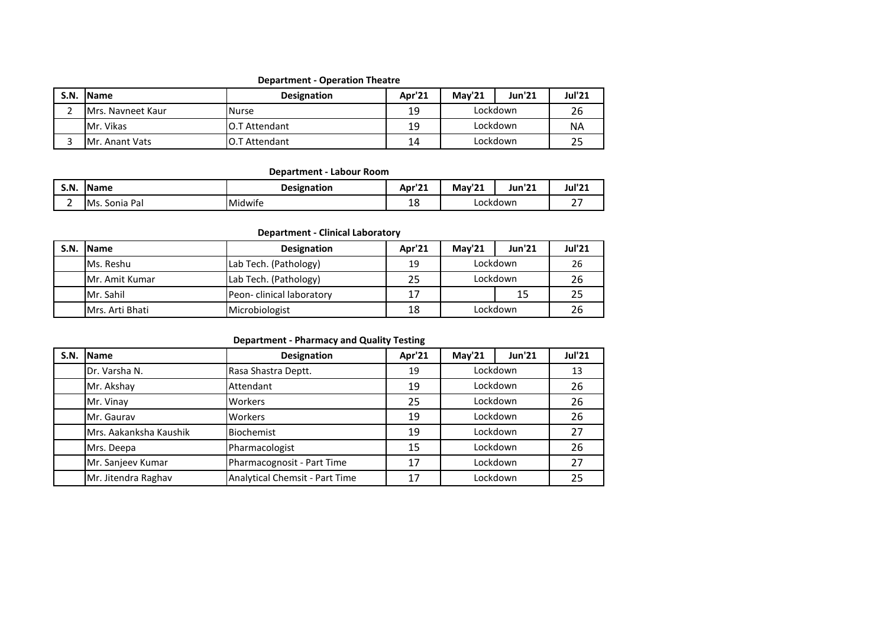**Department - Operation Theatre**

| S.N. | Name | Designation | Apr'21 | May'21 | Jun'21 | Jul'21 |
|---|---|---|---|---|---|---|
| 2 | Mrs. Navneet Kaur | Nurse | 19 | Lockdown | | 26 |
| | Mr. Vikas | O.T Attendant | 19 | Lockdown | | NA |
| 3 | Mr. Anant Vats | O.T Attendant | 14 | Lockdown | | 25 |

**Department - Labour Room**

| S.N. | Name | Designation | Apr'21 | May'21 | Jun'21 | Jul'21 |
|---|---|---|---|---|---|---|
| 2 | Ms. Sonia Pal | Midwife | 18 | Lockdown | | 27 |

**Department - Clinical Laboratory**

| S.N. | Name | Designation | Apr'21 | May'21 | Jun'21 | Jul'21 |
|---|---|---|---|---|---|---|
| | Ms. Reshu | Lab Tech. (Pathology) | 19 | Lockdown | | 26 |
| | Mr. Amit Kumar | Lab Tech. (Pathology) | 25 | Lockdown | | 26 |
| | Mr. Sahil | Peon- clinical laboratory | 17 | | 15 | 25 |
| | Mrs. Arti Bhati | Microbiologist | 18 | Lockdown | | 26 |

**Department - Pharmacy and Quality Testing**

| S.N. | Name | Designation | Apr'21 | May'21 | Jun'21 | Jul'21 |
|---|---|---|---|---|---|---|
| | Dr. Varsha N. | Rasa Shastra Deptt. | 19 | Lockdown | | 13 |
| | Mr. Akshay | Attendant | 19 | Lockdown | | 26 |
| | Mr. Vinay | Workers | 25 | Lockdown | | 26 |
| | Mr. Gaurav | Workers | 19 | Lockdown | | 26 |
| | Mrs. Aakanksha Kaushik | Biochemist | 19 | Lockdown | | 27 |
| | Mrs. Deepa | Pharmacologist | 15 | Lockdown | | 26 |
| | Mr. Sanjeev Kumar | Pharmacognosit - Part Time | 17 | Lockdown | | 27 |
| | Mr. Jitendra Raghav | Analytical Chemsit - Part Time | 17 | Lockdown | | 25 |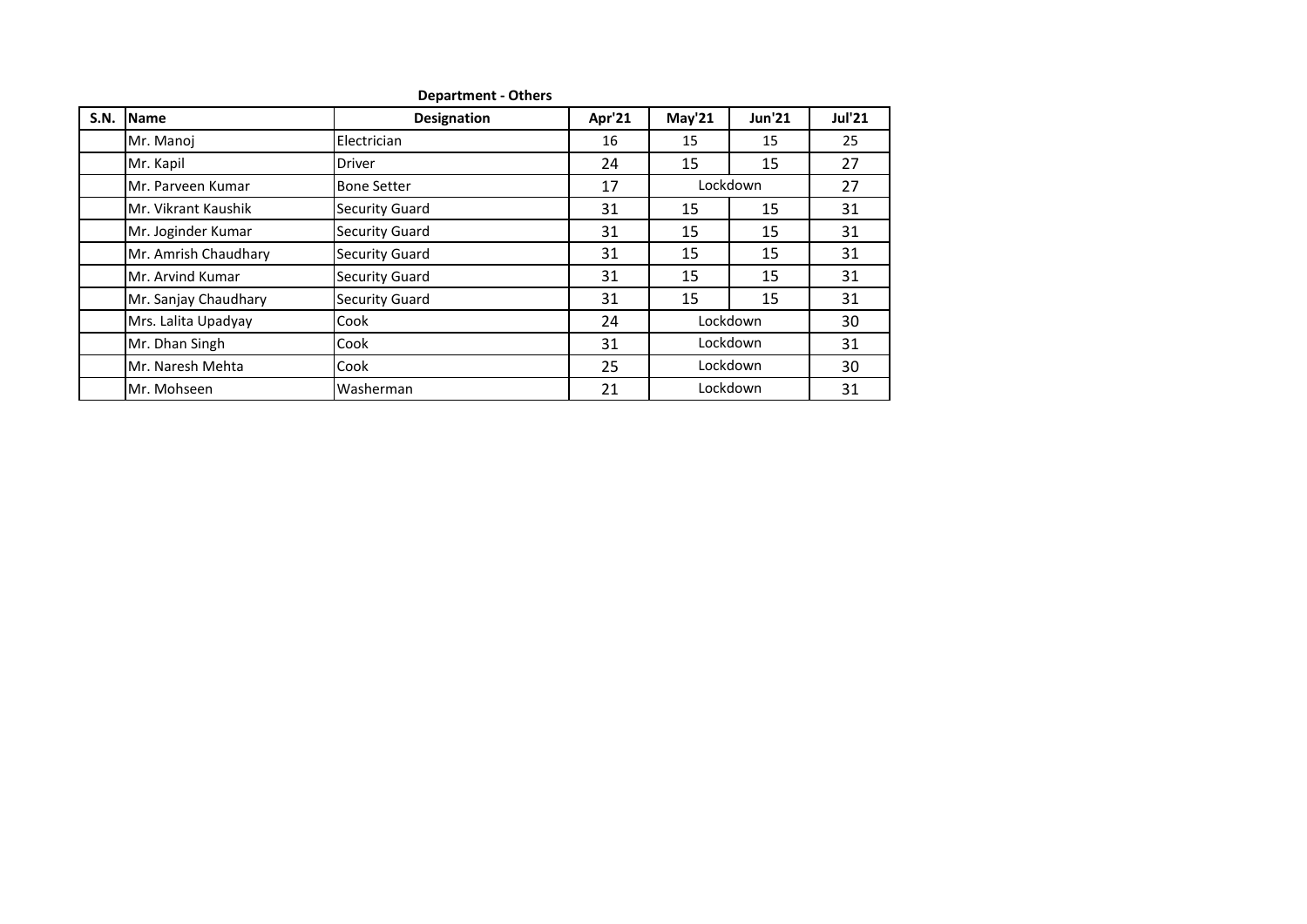**Department - Others**

| S.N. | Name | Designation | Apr'21 | May'21 | Jun'21 | Jul'21 |
|---|---|---|---|---|---|---|
| | Mr. Manoj | Electrician | 16 | 15 | 15 | 25 |
| | Mr. Kapil | Driver | 24 | 15 | 15 | 27 |
| | Mr. Parveen Kumar | Bone Setter | 17 | Lockdown | | 27 |
| | Mr. Vikrant Kaushik | Security Guard | 31 | 15 | 15 | 31 |
| | Mr. Joginder Kumar | Security Guard | 31 | 15 | 15 | 31 |
| | Mr. Amrish Chaudhary | Security Guard | 31 | 15 | 15 | 31 |
| | Mr. Arvind Kumar | Security Guard | 31 | 15 | 15 | 31 |
| | Mr. Sanjay Chaudhary | Security Guard | 31 | 15 | 15 | 31 |
| | Mrs. Lalita Upadyay | Cook | 24 | Lockdown | | 30 |
| | Mr. Dhan Singh | Cook | 31 | Lockdown | | 31 |
| | Mr. Naresh Mehta | Cook | 25 | Lockdown | | 30 |
| | Mr. Mohseen | Washerman | 21 | Lockdown | | 31 |